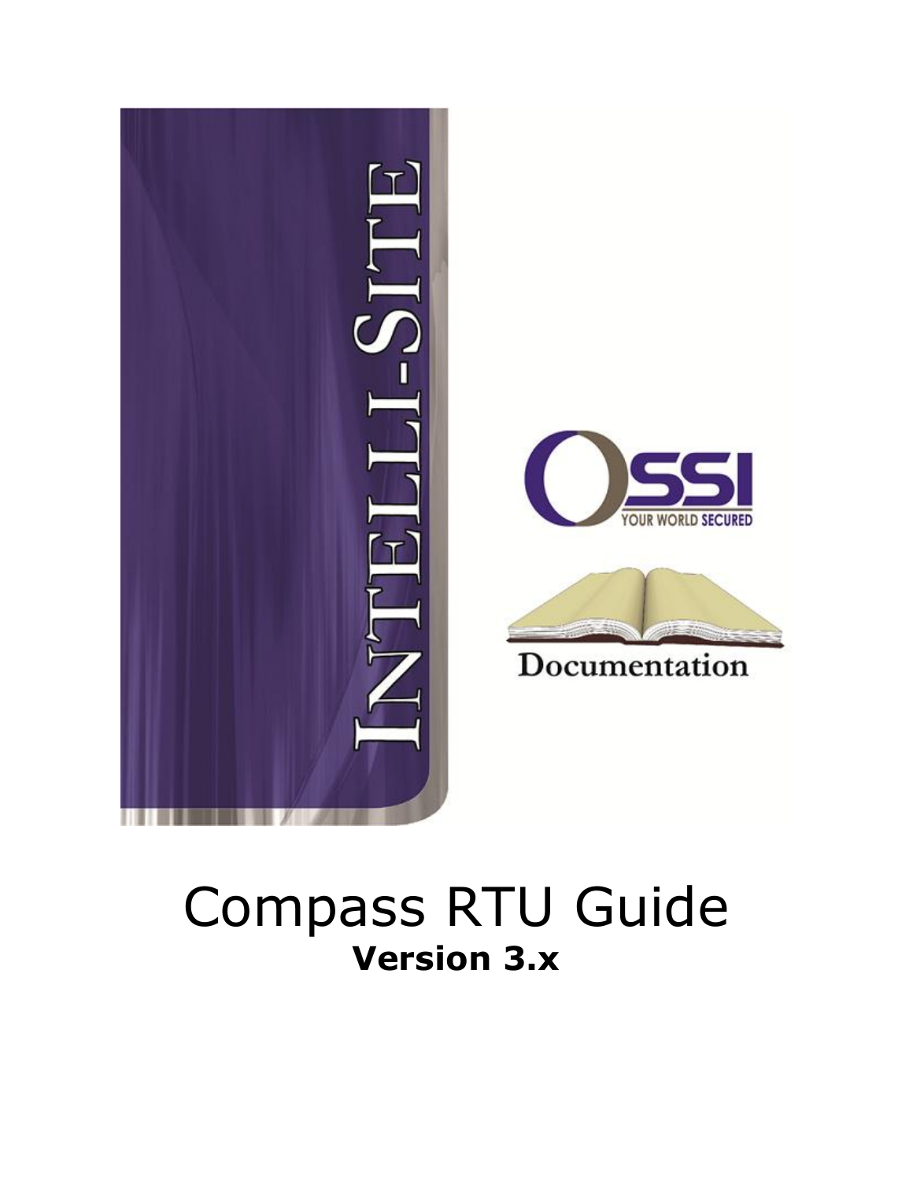INTELLI-SITE

OSSI

YOUR WORLD SECURED

Documentation

# Compass RTU Guide

**Version 3.x**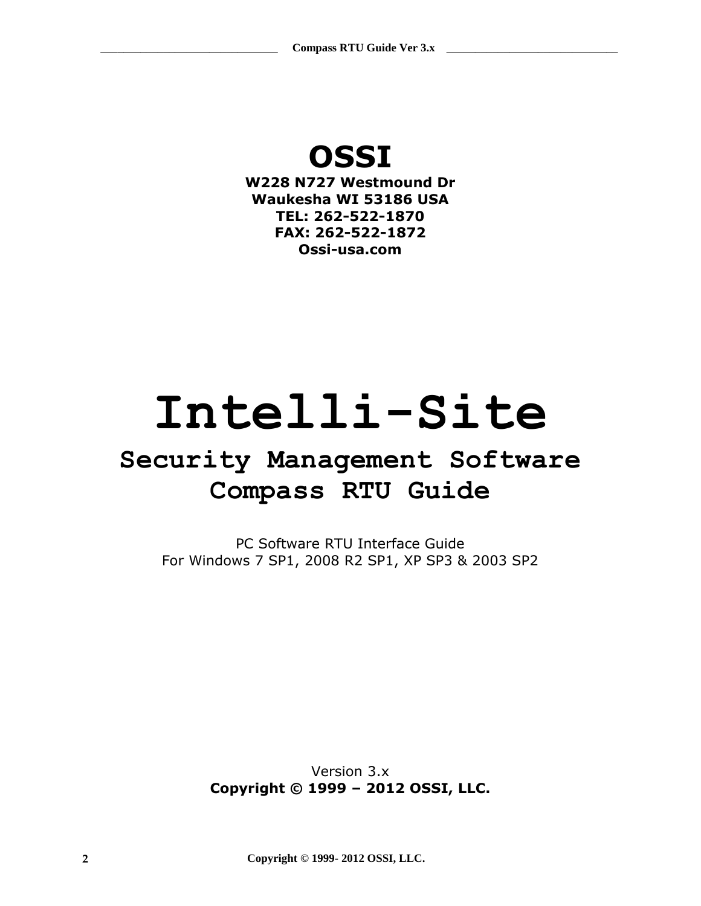# OSSI

**W228 N727 Westmound Dr**
**Waukesha WI 53186 USA**
**TEL: 262-522-1870**
**FAX: 262-522-1872**
**Ossi-usa.com**

# Intelli-Site

## Security Management Software
## Compass RTU Guide

PC Software RTU Interface Guide
For Windows 7 SP1, 2008 R2 SP1, XP SP3 & 2003 SP2

Version 3.x
**Copyright © 1999 – 2012 OSSI, LLC.**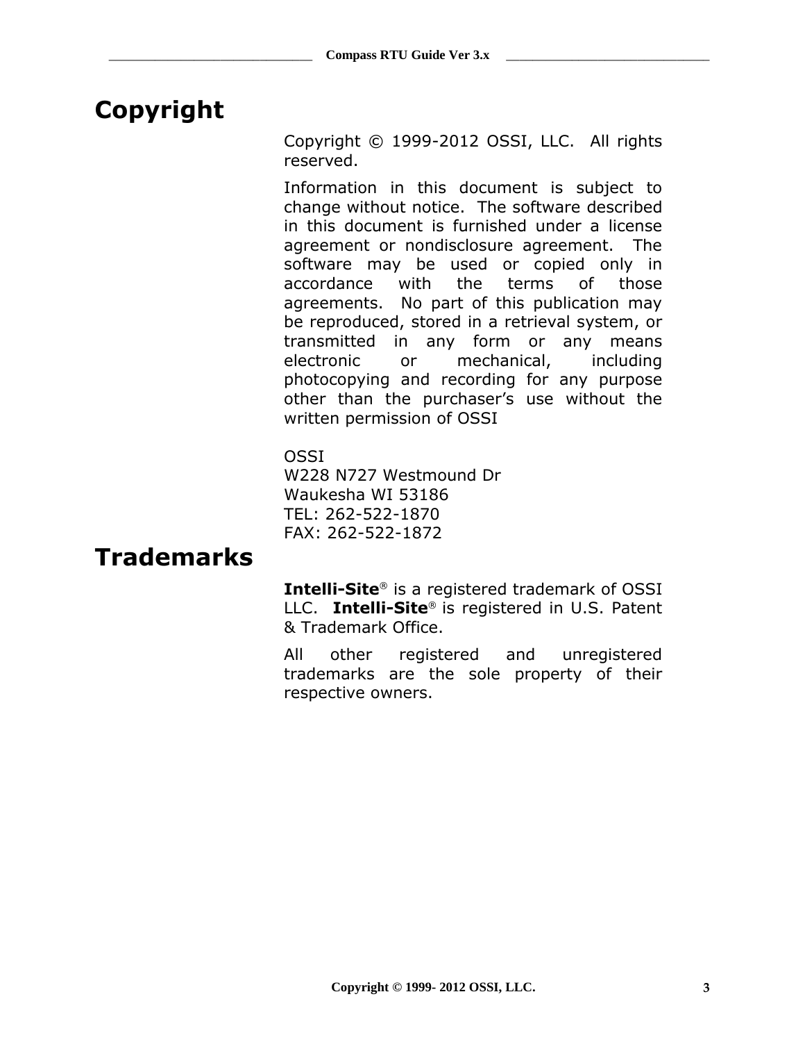# Copyright

Copyright © 1999-2012 OSSI, LLC. All rights reserved.

Information in this document is subject to change without notice. The software described in this document is furnished under a license agreement or nondisclosure agreement. The software may be used or copied only in accordance with the terms of those agreements. No part of this publication may be reproduced, stored in a retrieval system, or transmitted in any form or any means electronic or mechanical, including photocopying and recording for any purpose other than the purchaser's use without the written permission of OSSI

OSSI  
W228 N727 Westmound Dr  
Waukesha WI 53186  
TEL: 262-522-1870  
FAX: 262-522-1872

# Trademarks

**Intelli-Site**® is a registered trademark of OSSI LLC. **Intelli-Site**® is registered in U.S. Patent & Trademark Office.

All other registered and unregistered trademarks are the sole property of their respective owners.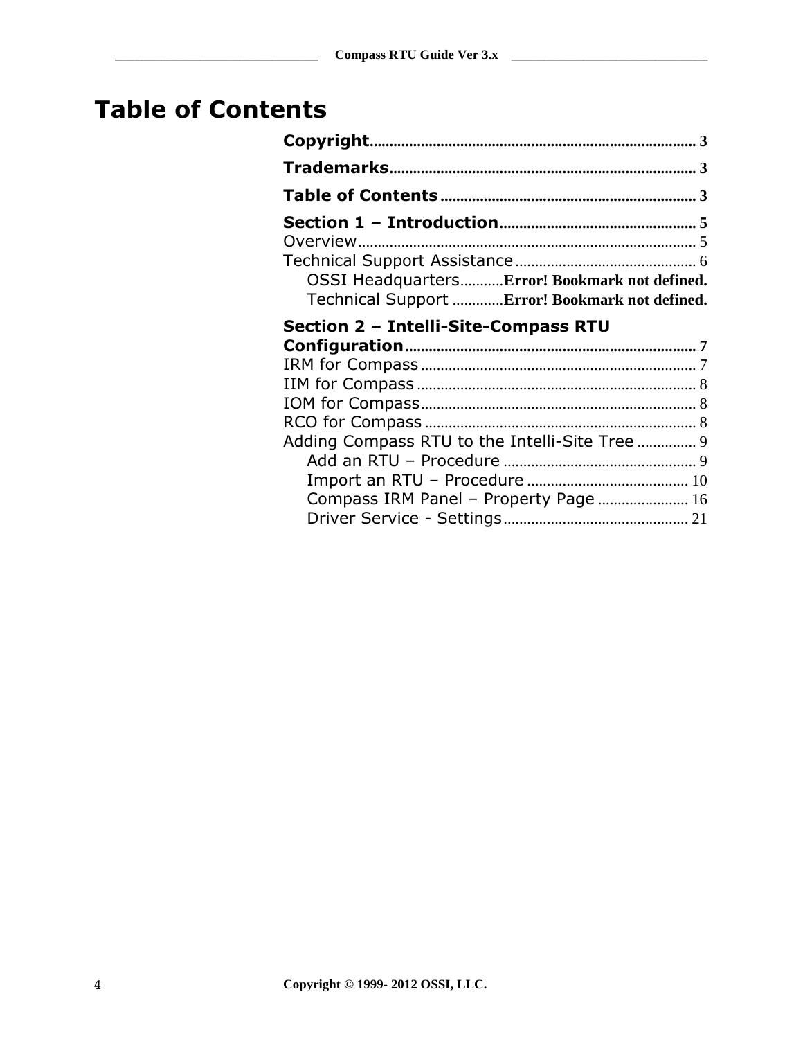# Table of Contents

**Copyright** .................................................................................. 3

**Trademarks** ............................................................................. 3

**Table of Contents** ................................................................ 3

**Section 1 – Introduction** ................................................. 5

Overview ..................................................................................... 5

Technical Support Assistance ............................................. 6

- OSSI Headquarters ........... **Error! Bookmark not defined.**
- Technical Support ............. **Error! Bookmark not defined.**

**Section 2 – Intelli-Site-Compass RTU Configuration** .......................................................................... 7

IRM for Compass ...................................................................... 7

IIM for Compass ....................................................................... 8

IOM for Compass ...................................................................... 8

RCO for Compass ..................................................................... 8

Adding Compass RTU to the Intelli-Site Tree ............... 9

- Add an RTU – Procedure ................................................. 9
- Import an RTU – Procedure ......................................... 10
- Compass IRM Panel – Property Page ....................... 16
- Driver Service - Settings ............................................... 21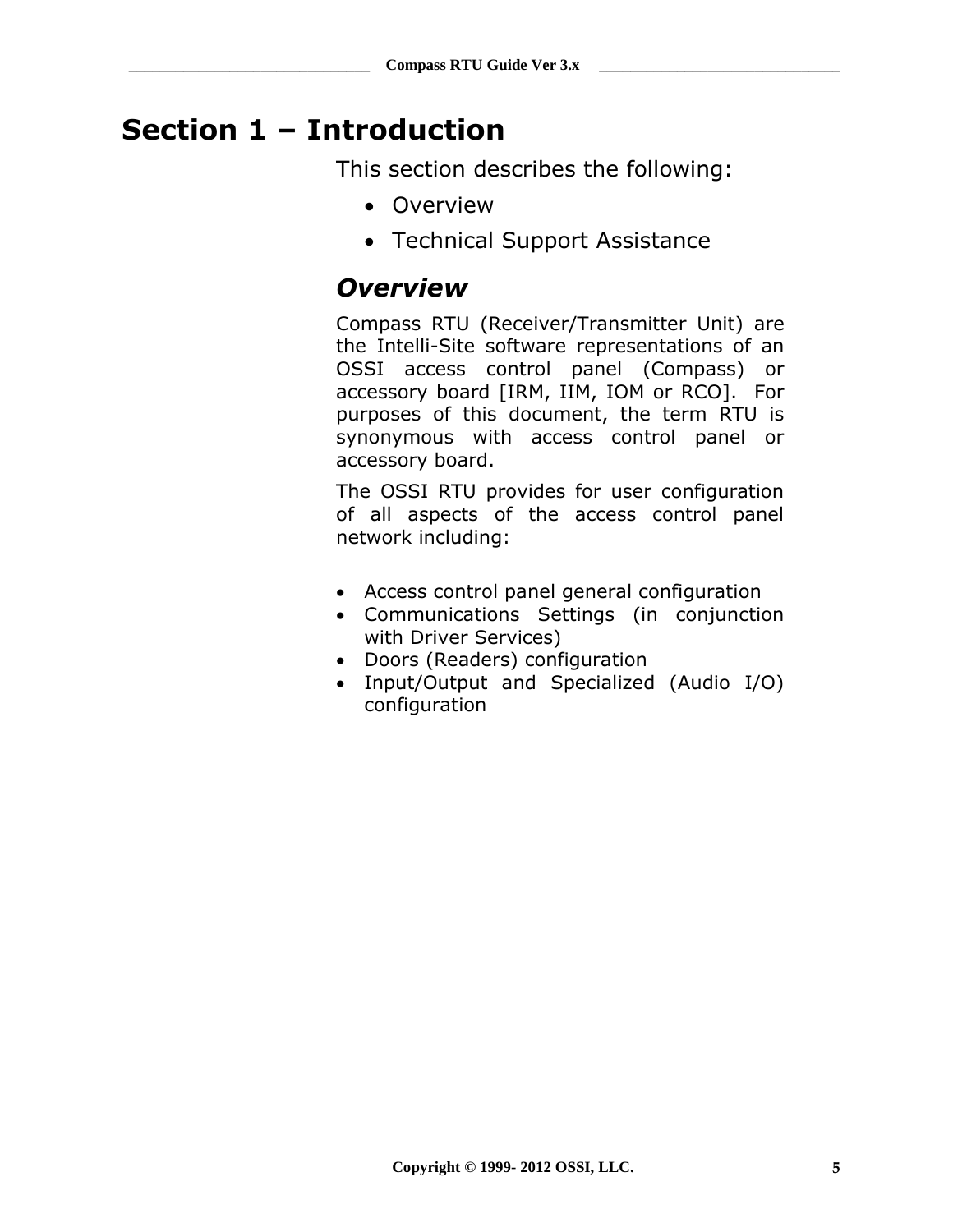# Section 1 – Introduction

This section describes the following:

- Overview
- Technical Support Assistance

## *Overview*

Compass RTU (Receiver/Transmitter Unit) are the Intelli-Site software representations of an OSSI access control panel (Compass) or accessory board [IRM, IIM, IOM or RCO]. For purposes of this document, the term RTU is synonymous with access control panel or accessory board.

The OSSI RTU provides for user configuration of all aspects of the access control panel network including:

- Access control panel general configuration
- Communications Settings (in conjunction with Driver Services)
- Doors (Readers) configuration
- Input/Output and Specialized (Audio I/O) configuration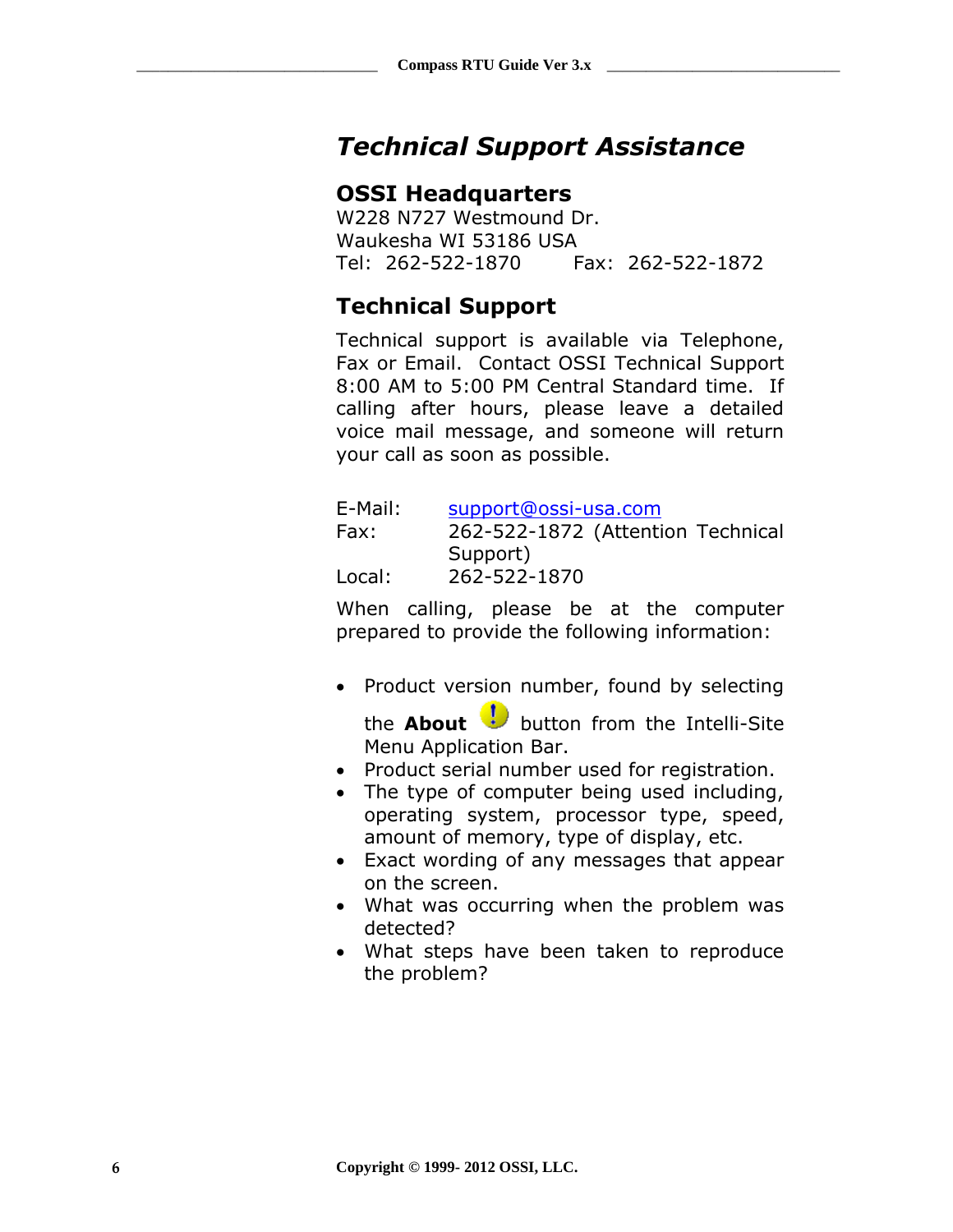# *Technical Support Assistance*

## OSSI Headquarters

W228 N727 Westmound Dr.
Waukesha WI 53186 USA
Tel: 262-522-1870 Fax: 262-522-1872

## Technical Support

Technical support is available via Telephone, Fax or Email. Contact OSSI Technical Support 8:00 AM to 5:00 PM Central Standard time. If calling after hours, please leave a detailed voice mail message, and someone will return your call as soon as possible.

E-Mail: support@ossi-usa.com
Fax: 262-522-1872 (Attention Technical Support)
Local: 262-522-1870

When calling, please be at the computer prepared to provide the following information:

- Product version number, found by selecting the **About** button from the Intelli-Site Menu Application Bar.
- Product serial number used for registration.
- The type of computer being used including, operating system, processor type, speed, amount of memory, type of display, etc.
- Exact wording of any messages that appear on the screen.
- What was occurring when the problem was detected?
- What steps have been taken to reproduce the problem?

Copyright © 1999- 2012 OSSI, LLC.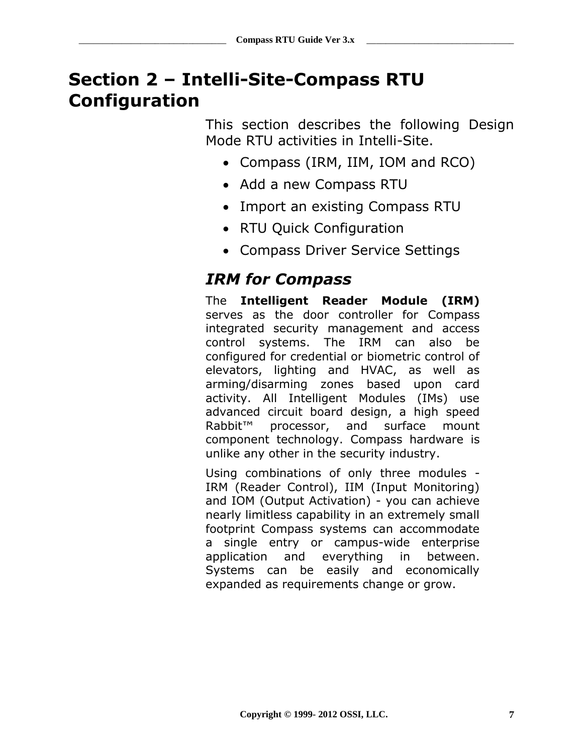# Section 2 – Intelli-Site-Compass RTU Configuration

This section describes the following Design Mode RTU activities in Intelli-Site.

- Compass (IRM, IIM, IOM and RCO)
- Add a new Compass RTU
- Import an existing Compass RTU
- RTU Quick Configuration
- Compass Driver Service Settings

## *IRM for Compass*

The **Intelligent Reader Module (IRM)** serves as the door controller for Compass integrated security management and access control systems. The IRM can also be configured for credential or biometric control of elevators, lighting and HVAC, as well as arming/disarming zones based upon card activity. All Intelligent Modules (IMs) use advanced circuit board design, a high speed Rabbit™ processor, and surface mount component technology. Compass hardware is unlike any other in the security industry.

Using combinations of only three modules - IRM (Reader Control), IIM (Input Monitoring) and IOM (Output Activation) - you can achieve nearly limitless capability in an extremely small footprint Compass systems can accommodate a single entry or campus-wide enterprise application and everything in between. Systems can be easily and economically expanded as requirements change or grow.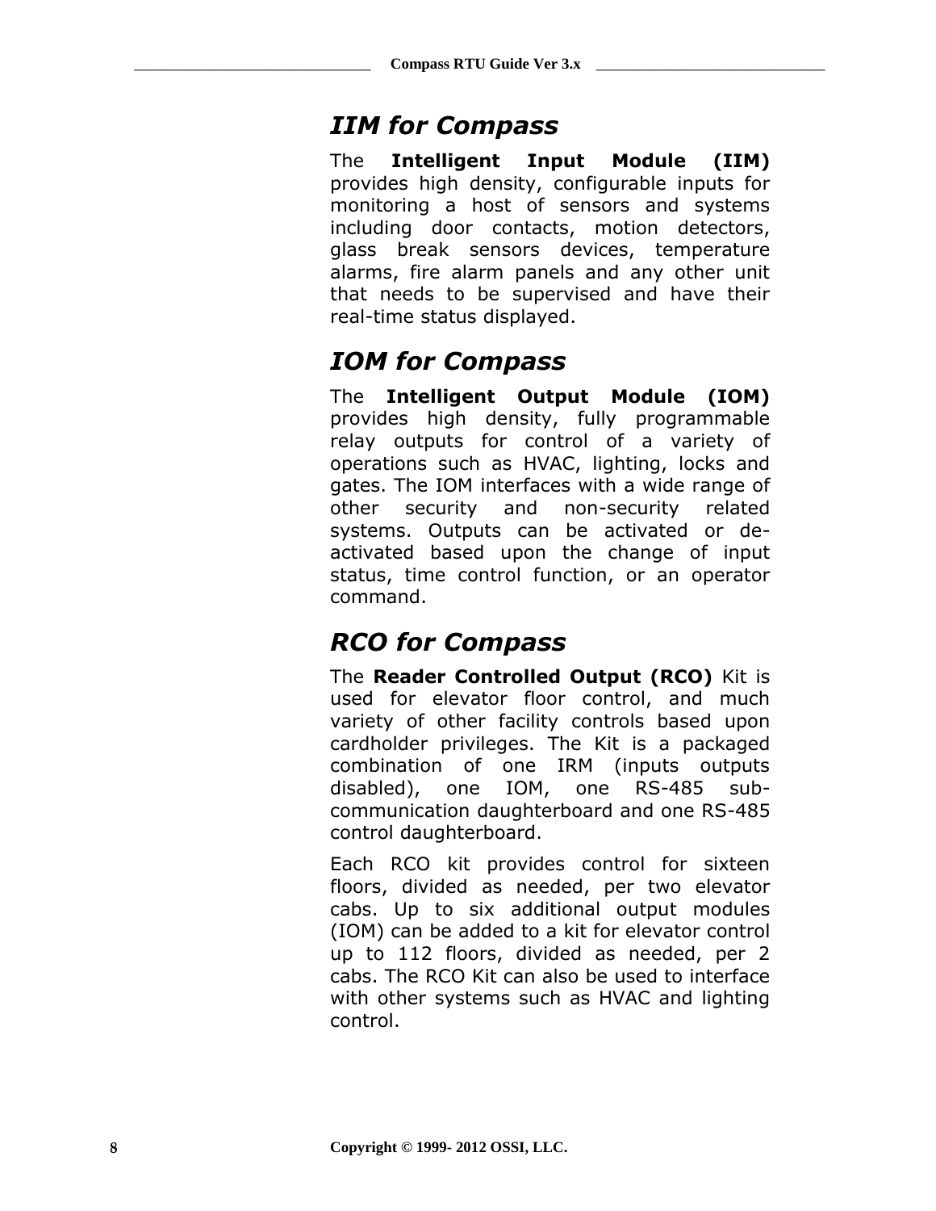## *IIM for Compass*

The **Intelligent Input Module (IIM)** provides high density, configurable inputs for monitoring a host of sensors and systems including door contacts, motion detectors, glass break sensors devices, temperature alarms, fire alarm panels and any other unit that needs to be supervised and have their real-time status displayed.

## *IOM for Compass*

The **Intelligent Output Module (IOM)** provides high density, fully programmable relay outputs for control of a variety of operations such as HVAC, lighting, locks and gates. The IOM interfaces with a wide range of other security and non-security related systems. Outputs can be activated or de-activated based upon the change of input status, time control function, or an operator command.

## *RCO for Compass*

The **Reader Controlled Output (RCO)** Kit is used for elevator floor control, and much variety of other facility controls based upon cardholder privileges. The Kit is a packaged combination of one IRM (inputs outputs disabled), one IOM, one RS-485 sub-communication daughterboard and one RS-485 control daughterboard.

Each RCO kit provides control for sixteen floors, divided as needed, per two elevator cabs. Up to six additional output modules (IOM) can be added to a kit for elevator control up to 112 floors, divided as needed, per 2 cabs. The RCO Kit can also be used to interface with other systems such as HVAC and lighting control.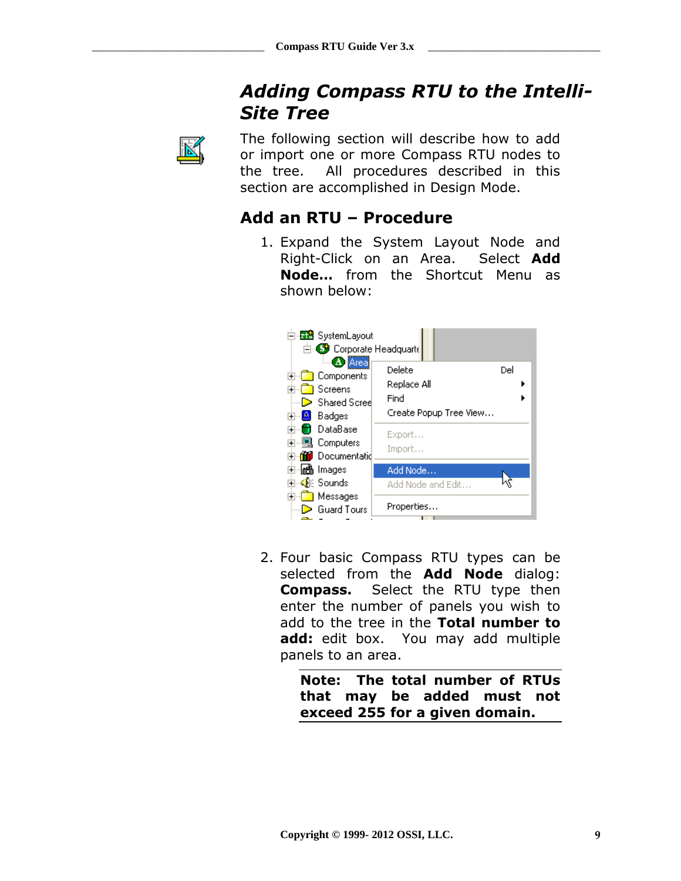# Adding Compass RTU to the Intelli-Site Tree

The following section will describe how to add or import one or more Compass RTU nodes to the tree. All procedures described in this section are accomplished in Design Mode.

## Add an RTU – Procedure

1. Expand the System Layout Node and Right-Click on an Area. Select **Add Node…** from the Shortcut Menu as shown below:

2. Four basic Compass RTU types can be selected from the **Add Node** dialog: **Compass.** Select the RTU type then enter the number of panels you wish to add to the tree in the **Total number to add:** edit box. You may add multiple panels to an area.

   **Note: The total number of RTUs that may be added must not exceed 255 for a given domain.**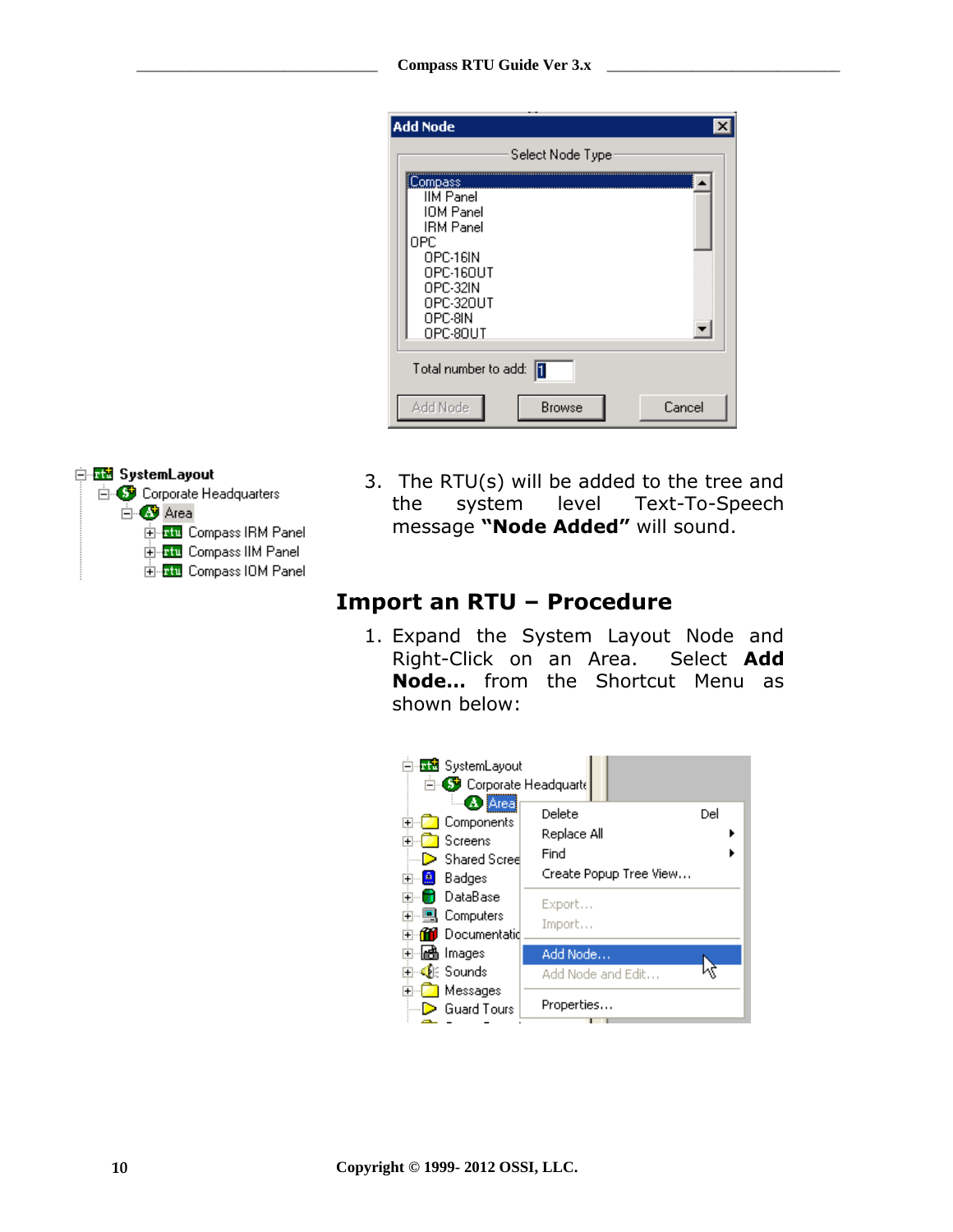3. The RTU(s) will be added to the tree and the system level Text-To-Speech message **"Node Added"** will sound.

## Import an RTU – Procedure

1. Expand the System Layout Node and Right-Click on an Area. Select **Add Node…** from the Shortcut Menu as shown below: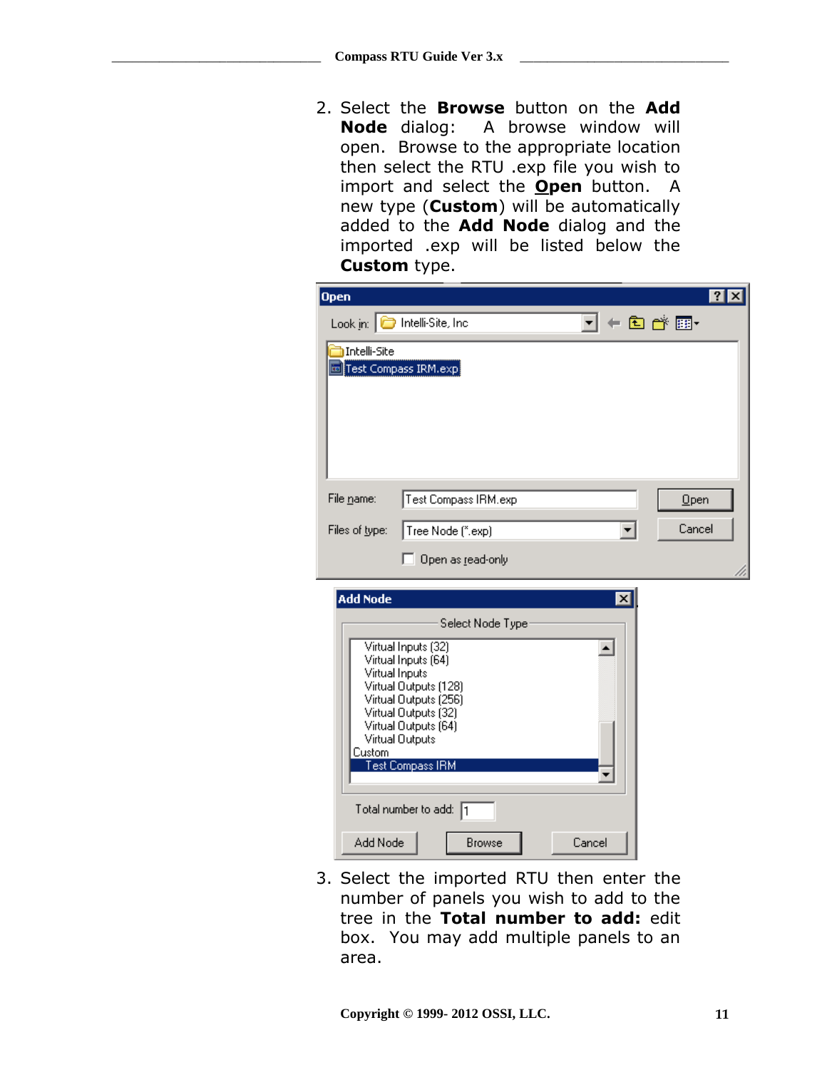2. Select the **Browse** button on the **Add Node** dialog: A browse window will open. Browse to the appropriate location then select the RTU .exp file you wish to import and select the **Open** button. A new type (**Custom**) will be automatically added to the **Add Node** dialog and the imported .exp will be listed below the **Custom** type.

3. Select the imported RTU then enter the number of panels you wish to add to the tree in the **Total number to add:** edit box. You may add multiple panels to an area.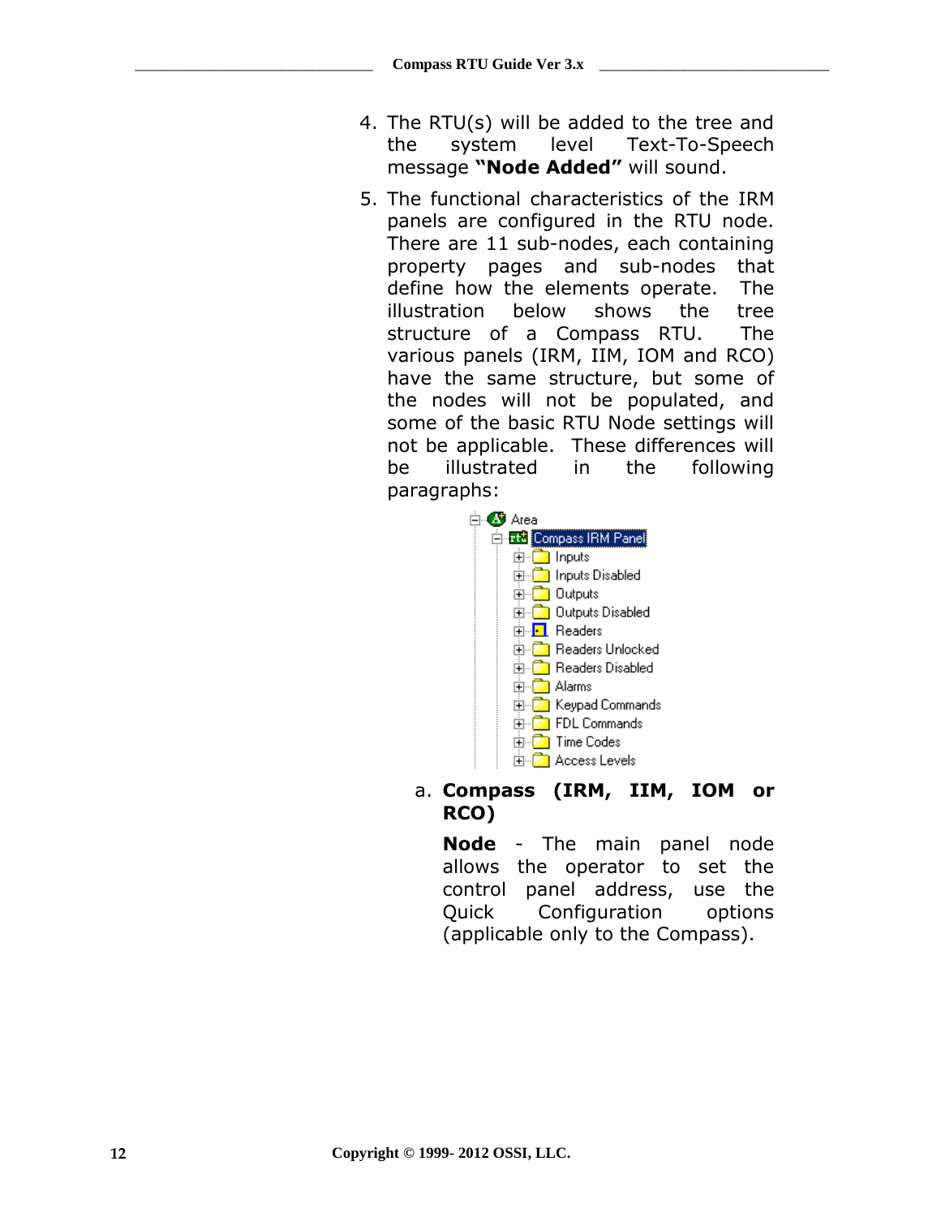4. The RTU(s) will be added to the tree and the system level Text-To-Speech message **"Node Added"** will sound.

5. The functional characteristics of the IRM panels are configured in the RTU node. There are 11 sub-nodes, each containing property pages and sub-nodes that define how the elements operate. The illustration below shows the tree structure of a Compass RTU. The various panels (IRM, IIM, IOM and RCO) have the same structure, but some of the nodes will not be populated, and some of the basic RTU Node settings will not be applicable. These differences will be illustrated in the following paragraphs:

   - Area
     - Compass IRM Panel
       - Inputs
       - Inputs Disabled
       - Outputs
       - Outputs Disabled
       - Readers
       - Readers Unlocked
       - Readers Disabled
       - Alarms
       - Keypad Commands
       - FDL Commands
       - Time Codes
       - Access Levels

   a. **Compass (IRM, IIM, IOM or RCO)**

      **Node** - The main panel node allows the operator to set the control panel address, use the Quick Configuration options (applicable only to the Compass).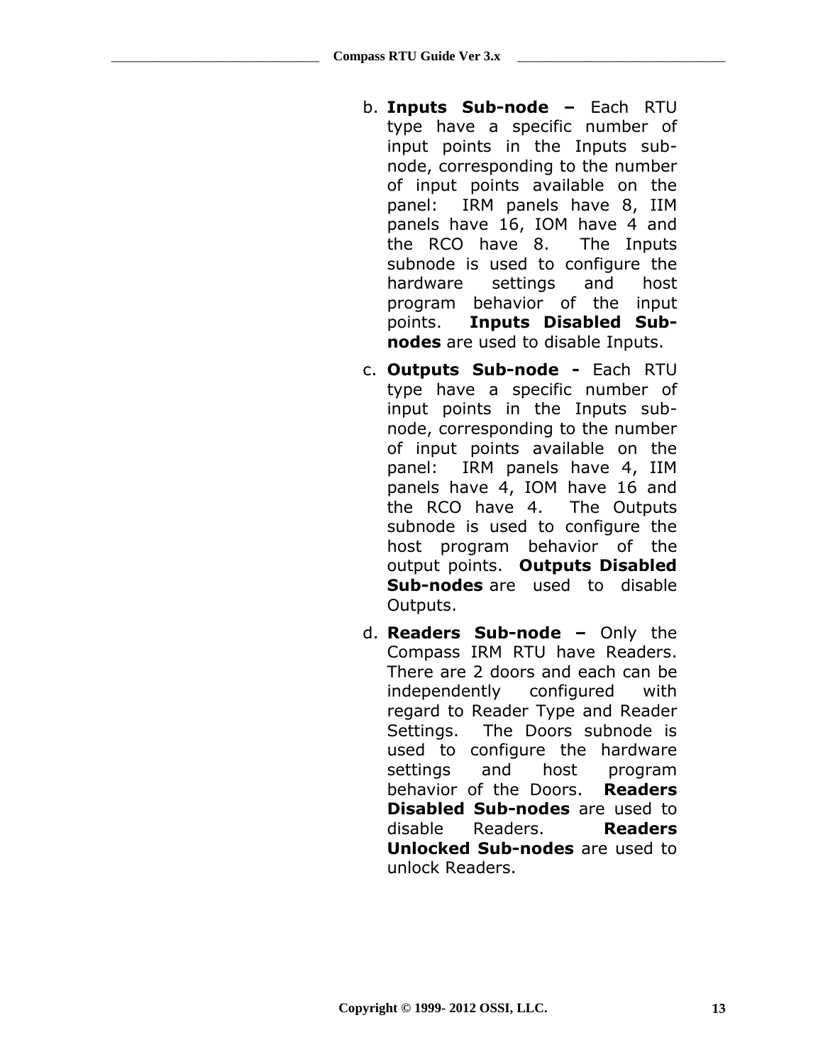b. **Inputs Sub-node –** Each RTU type have a specific number of input points in the Inputs sub-node, corresponding to the number of input points available on the panel: IRM panels have 8, IIM panels have 16, IOM have 4 and the RCO have 8. The Inputs subnode is used to configure the hardware settings and host program behavior of the input points. **Inputs Disabled Sub-nodes** are used to disable Inputs.

c. **Outputs Sub-node -** Each RTU type have a specific number of input points in the Inputs sub-node, corresponding to the number of input points available on the panel: IRM panels have 4, IIM panels have 4, IOM have 16 and the RCO have 4. The Outputs subnode is used to configure the host program behavior of the output points. **Outputs Disabled Sub-nodes** are used to disable Outputs.

d. **Readers Sub-node –** Only the Compass IRM RTU have Readers. There are 2 doors and each can be independently configured with regard to Reader Type and Reader Settings. The Doors subnode is used to configure the hardware settings and host program behavior of the Doors. **Readers Disabled Sub-nodes** are used to disable Readers. **Readers Unlocked Sub-nodes** are used to unlock Readers.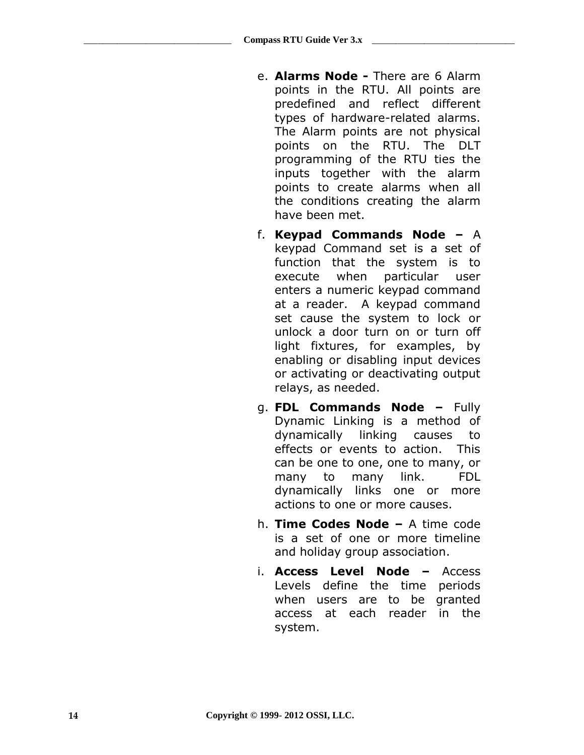e. **Alarms Node -** There are 6 Alarm points in the RTU. All points are predefined and reflect different types of hardware-related alarms. The Alarm points are not physical points on the RTU. The DLT programming of the RTU ties the inputs together with the alarm points to create alarms when all the conditions creating the alarm have been met.

f. **Keypad Commands Node –** A keypad Command set is a set of function that the system is to execute when particular user enters a numeric keypad command at a reader. A keypad command set cause the system to lock or unlock a door turn on or turn off light fixtures, for examples, by enabling or disabling input devices or activating or deactivating output relays, as needed.

g. **FDL Commands Node –** Fully Dynamic Linking is a method of dynamically linking causes to effects or events to action. This can be one to one, one to many, or many to many link. FDL dynamically links one or more actions to one or more causes.

h. **Time Codes Node –** A time code is a set of one or more timeline and holiday group association.

i. **Access Level Node –** Access Levels define the time periods when users are to be granted access at each reader in the system.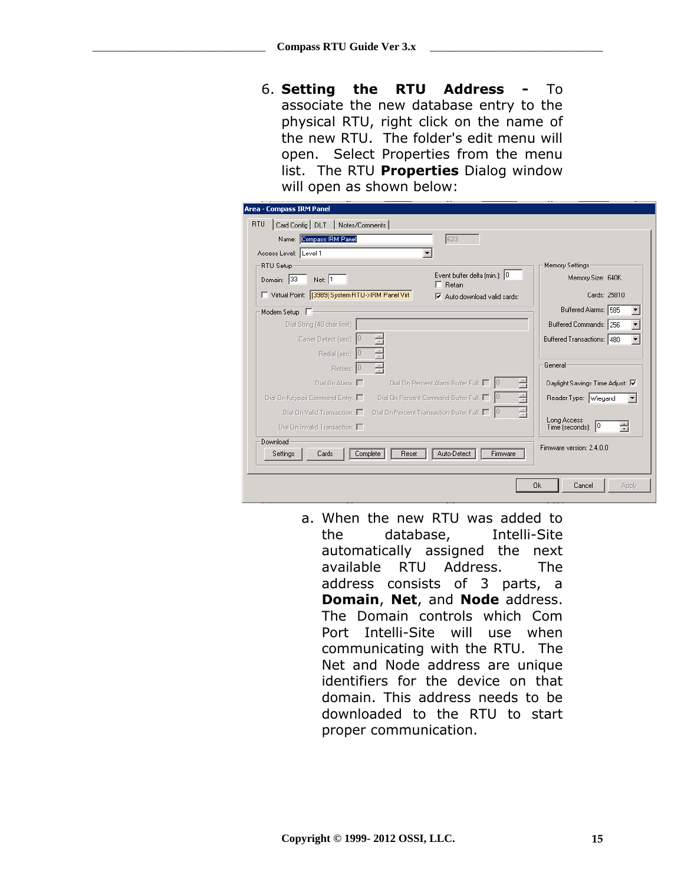6. **Setting the RTU Address -** To associate the new database entry to the physical RTU, right click on the name of the new RTU. The folder's edit menu will open. Select Properties from the menu list. The RTU **Properties** Dialog window will open as shown below:

   a. When the new RTU was added to the database, Intelli-Site automatically assigned the next available RTU Address. The address consists of 3 parts, a **Domain**, **Net**, and **Node** address. The Domain controls which Com Port Intelli-Site will use when communicating with the RTU. The Net and Node address are unique identifiers for the device on that domain. This address needs to be downloaded to the RTU to start proper communication.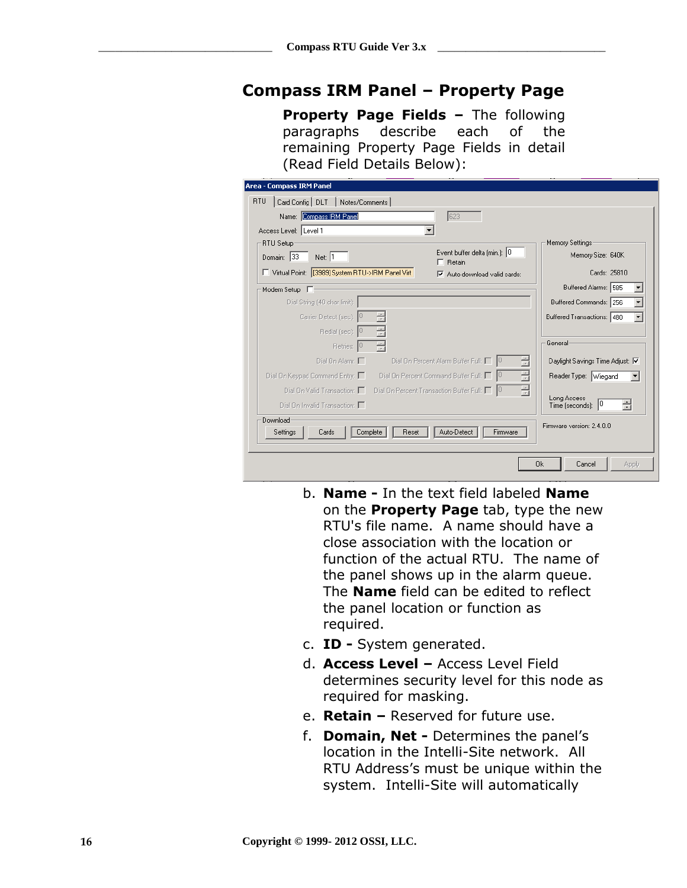## Compass IRM Panel – Property Page

**Property Page Fields –** The following paragraphs describe each of the remaining Property Page Fields in detail (Read Field Details Below):

b. **Name -** In the text field labeled **Name** on the **Property Page** tab, type the new RTU's file name. A name should have a close association with the location or function of the actual RTU. The name of the panel shows up in the alarm queue. The **Name** field can be edited to reflect the panel location or function as required.

c. **ID -** System generated.

d. **Access Level –** Access Level Field determines security level for this node as required for masking.

e. **Retain –** Reserved for future use.

f. **Domain, Net -** Determines the panel's location in the Intelli-Site network. All RTU Address's must be unique within the system. Intelli-Site will automatically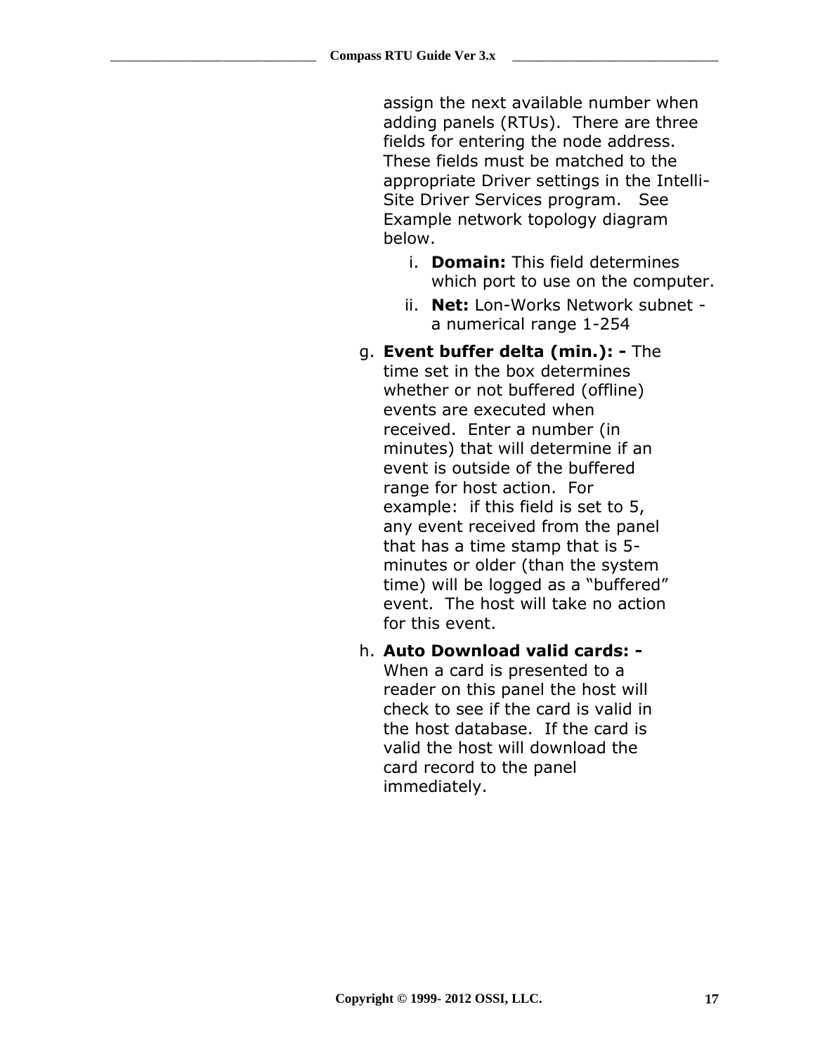assign the next available number when adding panels (RTUs). There are three fields for entering the node address. These fields must be matched to the appropriate Driver settings in the Intelli-Site Driver Services program. See Example network topology diagram below.

   i. **Domain:** This field determines which port to use on the computer.
   ii. **Net:** Lon-Works Network subnet - a numerical range 1-254

g. **Event buffer delta (min.): -** The time set in the box determines whether or not buffered (offline) events are executed when received. Enter a number (in minutes) that will determine if an event is outside of the buffered range for host action. For example: if this field is set to 5, any event received from the panel that has a time stamp that is 5-minutes or older (than the system time) will be logged as a "buffered" event. The host will take no action for this event.

h. **Auto Download valid cards: -** When a card is presented to a reader on this panel the host will check to see if the card is valid in the host database. If the card is valid the host will download the card record to the panel immediately.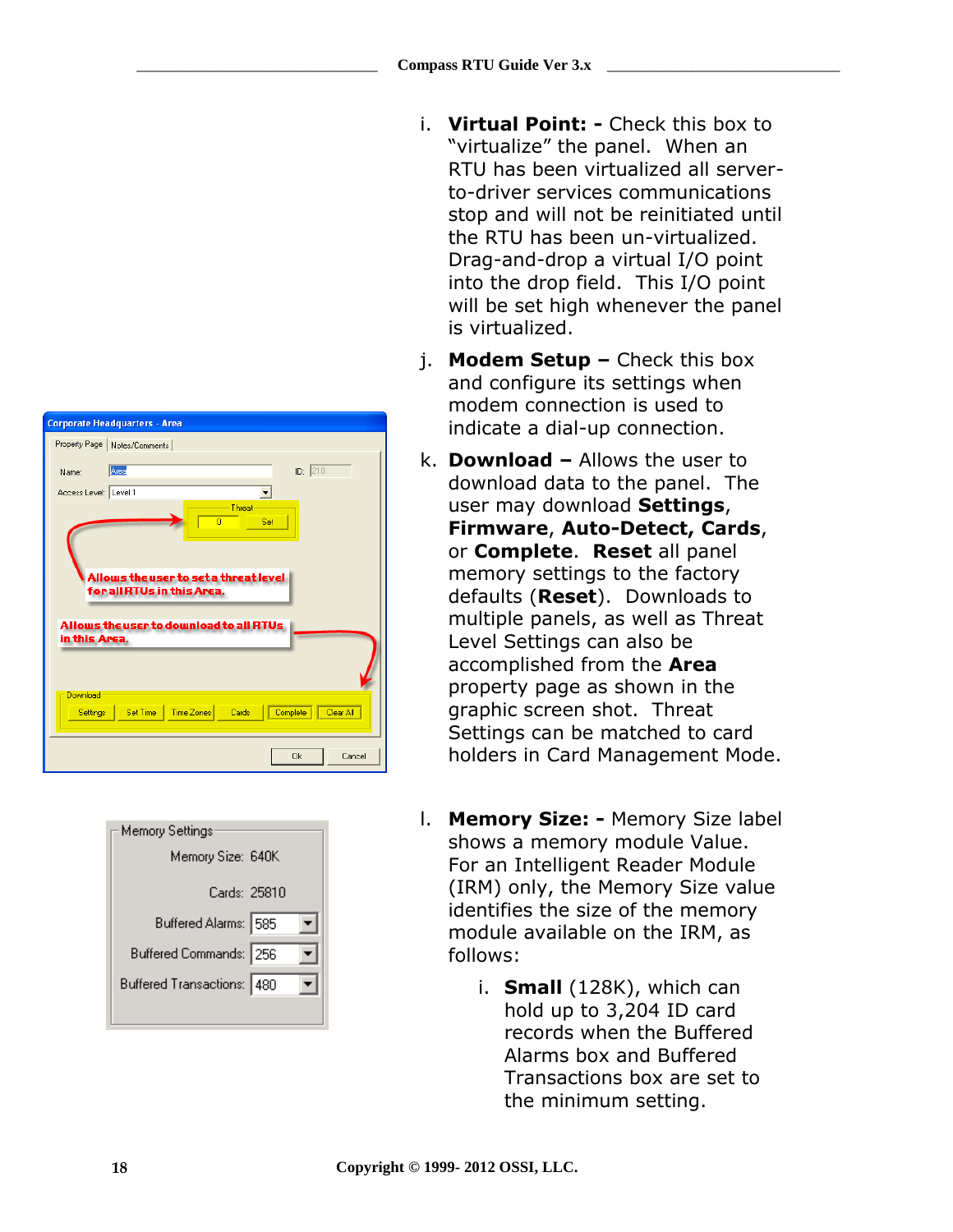i. **Virtual Point: -** Check this box to "virtualize" the panel. When an RTU has been virtualized all server-to-driver services communications stop and will not be reinitiated until the RTU has been un-virtualized. Drag-and-drop a virtual I/O point into the drop field. This I/O point will be set high whenever the panel is virtualized.

j. **Modem Setup –** Check this box and configure its settings when modem connection is used to indicate a dial-up connection.

k. **Download –** Allows the user to download data to the panel. The user may download **Settings**, **Firmware**, **Auto-Detect, Cards**, or **Complete**. **Reset** all panel memory settings to the factory defaults (**Reset**). Downloads to multiple panels, as well as Threat Level Settings can also be accomplished from the **Area** property page as shown in the graphic screen shot. Threat Settings can be matched to card holders in Card Management Mode.

l. **Memory Size: -** Memory Size label shows a memory module Value. For an Intelligent Reader Module (IRM) only, the Memory Size value identifies the size of the memory module available on the IRM, as follows:

   i. **Small** (128K), which can hold up to 3,204 ID card records when the Buffered Alarms box and Buffered Transactions box are set to the minimum setting.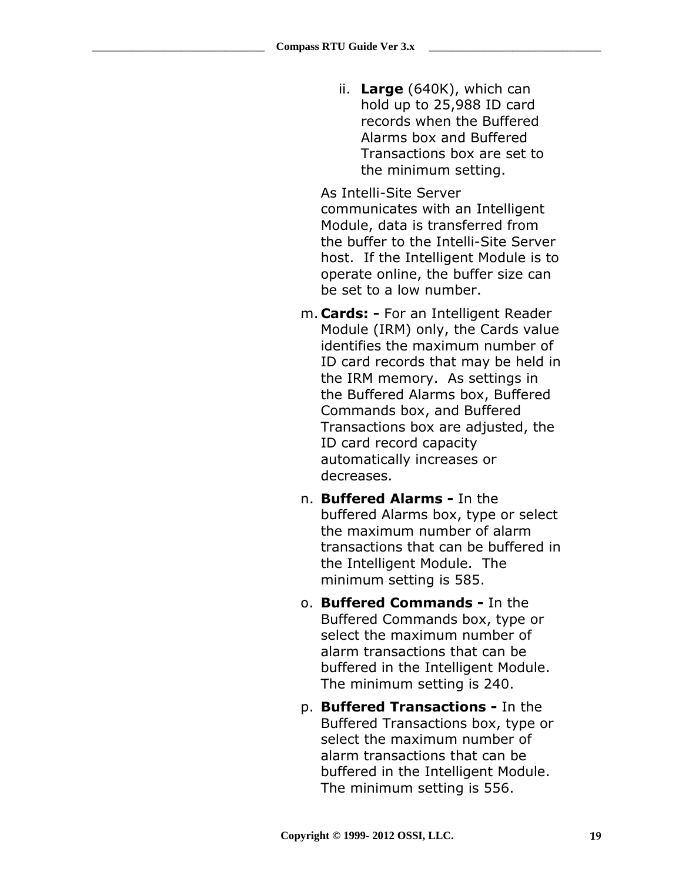ii. **Large** (640K), which can hold up to 25,988 ID card records when the Buffered Alarms box and Buffered Transactions box are set to the minimum setting.

As Intelli-Site Server communicates with an Intelligent Module, data is transferred from the buffer to the Intelli-Site Server host. If the Intelligent Module is to operate online, the buffer size can be set to a low number.

m. **Cards: -** For an Intelligent Reader Module (IRM) only, the Cards value identifies the maximum number of ID card records that may be held in the IRM memory. As settings in the Buffered Alarms box, Buffered Commands box, and Buffered Transactions box are adjusted, the ID card record capacity automatically increases or decreases.

n. **Buffered Alarms -** In the buffered Alarms box, type or select the maximum number of alarm transactions that can be buffered in the Intelligent Module. The minimum setting is 585.

o. **Buffered Commands -** In the Buffered Commands box, type or select the maximum number of alarm transactions that can be buffered in the Intelligent Module. The minimum setting is 240.

p. **Buffered Transactions -** In the Buffered Transactions box, type or select the maximum number of alarm transactions that can be buffered in the Intelligent Module. The minimum setting is 556.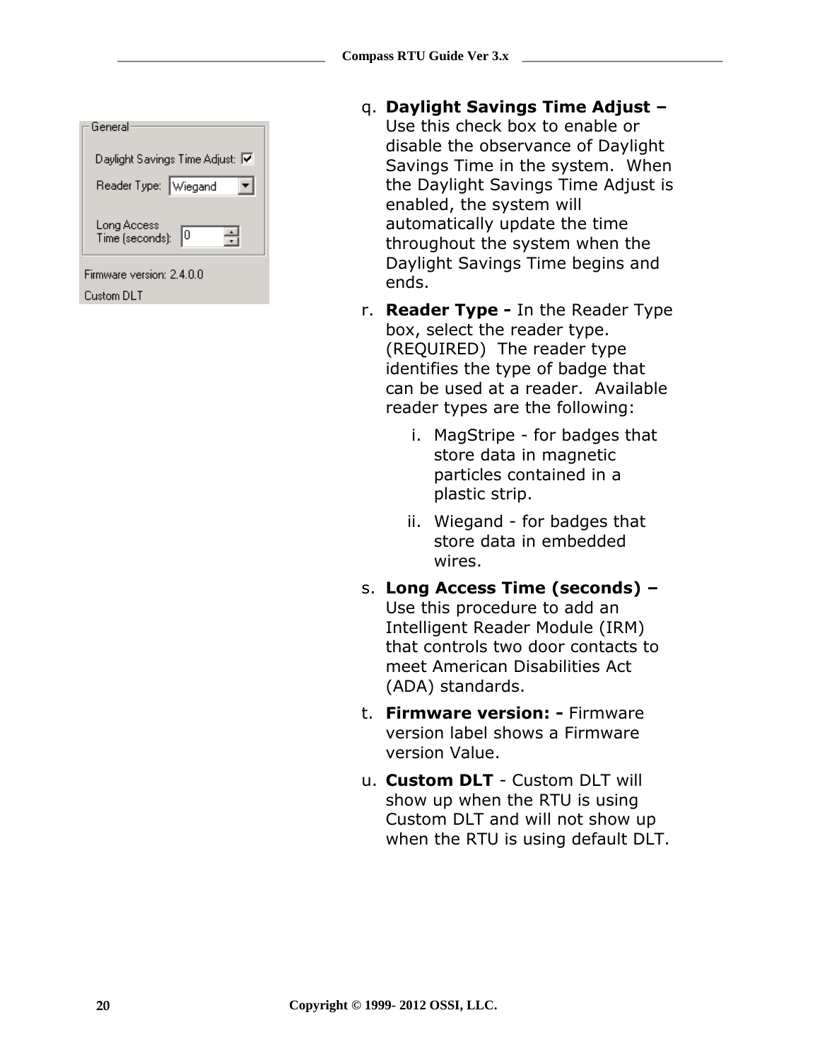q. **Daylight Savings Time Adjust –** Use this check box to enable or disable the observance of Daylight Savings Time in the system. When the Daylight Savings Time Adjust is enabled, the system will automatically update the time throughout the system when the Daylight Savings Time begins and ends.

r. **Reader Type -** In the Reader Type box, select the reader type. (REQUIRED) The reader type identifies the type of badge that can be used at a reader. Available reader types are the following:

   i. MagStripe - for badges that store data in magnetic particles contained in a plastic strip.

   ii. Wiegand - for badges that store data in embedded wires.

s. **Long Access Time (seconds) –** Use this procedure to add an Intelligent Reader Module (IRM) that controls two door contacts to meet American Disabilities Act (ADA) standards.

t. **Firmware version: -** Firmware version label shows a Firmware version Value.

u. **Custom DLT** - Custom DLT will show up when the RTU is using Custom DLT and will not show up when the RTU is using default DLT.

Copyright © 1999- 2012 OSSI, LLC.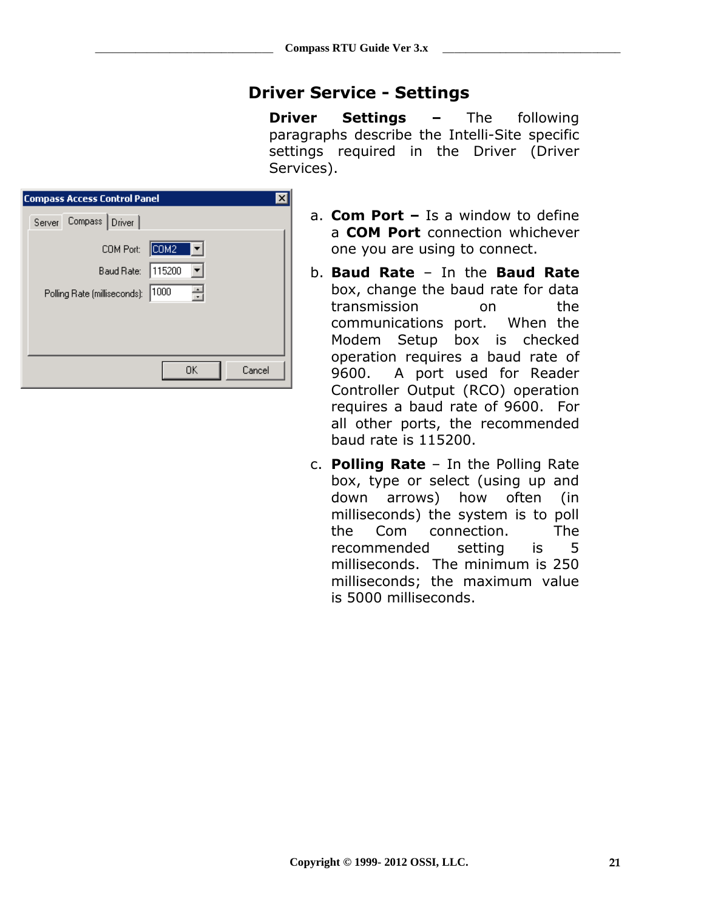## Driver Service - Settings

**Driver Settings –** The following paragraphs describe the Intelli-Site specific settings required in the Driver (Driver Services).

Compass Access Control Panel

Server | Compass | Driver

COM Port: COM2

Baud Rate: 115200

Polling Rate (milliseconds): 1000

OK | Cancel

a. **Com Port –** Is a window to define a **COM Port** connection whichever one you are using to connect.

b. **Baud Rate** – In the **Baud Rate** box, change the baud rate for data transmission on the communications port. When the Modem Setup box is checked operation requires a baud rate of 9600. A port used for Reader Controller Output (RCO) operation requires a baud rate of 9600. For all other ports, the recommended baud rate is 115200.

c. **Polling Rate** – In the Polling Rate box, type or select (using up and down arrows) how often (in milliseconds) the system is to poll the Com connection. The recommended setting is 5 milliseconds. The minimum is 250 milliseconds; the maximum value is 5000 milliseconds.